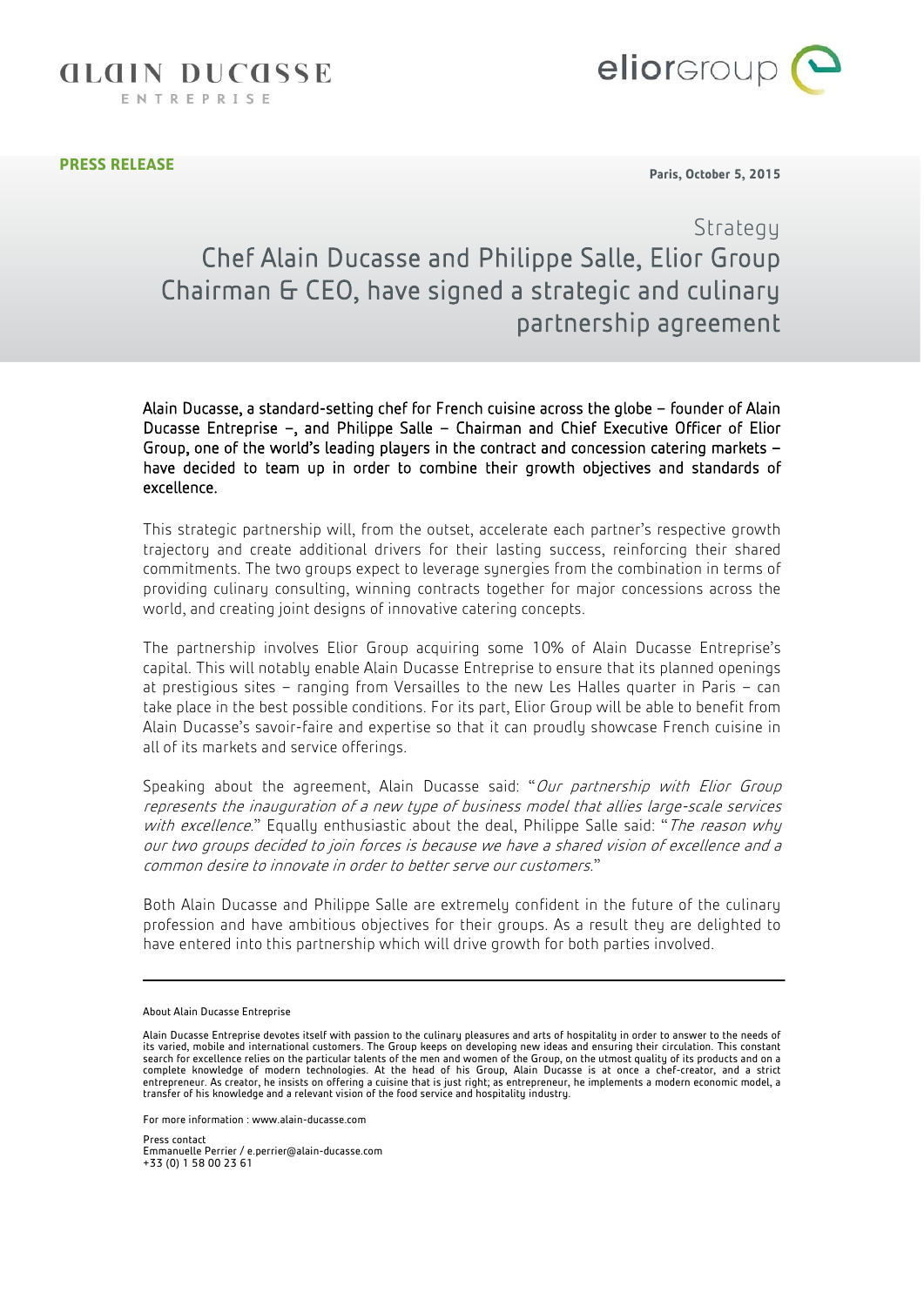**PRESS RELEASE**

**Paris, October 5, 2015**

Strategy

# Chef Alain Ducasse and Philippe Salle, Elior Group Chairman & CEO, have signed a strategic and culinary partnership agreement

Alain Ducasse, a standard-setting chef for French cuisine across the globe – founder of Alain Ducasse Entreprise –, and Philippe Salle – Chairman and Chief Executive Officer of Elior Group, one of the world's leading players in the contract and concession catering markets – have decided to team up in order to combine their growth objectives and standards of excellence.

This strategic partnership will, from the outset, accelerate each partner's respective growth trajectory and create additional drivers for their lasting success, reinforcing their shared commitments. The two groups expect to leverage synergies from the combination in terms of providing culinary consulting, winning contracts together for major concessions across the world, and creating joint designs of innovative catering concepts.

The partnership involves Elior Group acquiring some 10% of Alain Ducasse Entreprise's capital. This will notably enable Alain Ducasse Entreprise to ensure that its planned openings at prestigious sites – ranging from Versailles to the new Les Halles quarter in Paris – can take place in the best possible conditions. For its part, Elior Group will be able to benefit from Alain Ducasse's savoir-faire and expertise so that it can proudly showcase French cuisine in all of its markets and service offerings.

Speaking about the agreement, Alain Ducasse said: "*Our partnership with Elior Group represents the inauguration of a new type of business model that allies large-scale services with excellence.*" Equally enthusiastic about the deal, Philippe Salle said: "*The reason why our two groups decided to join forces is because we have a shared vision of excellence and a common desire to innovate in order to better serve our customers.*"

Both Alain Ducasse and Philippe Salle are extremely confident in the future of the culinary profession and have ambitious objectives for their groups. As a result they are delighted to have entered into this partnership which will drive growth for both parties involved.

---

About Alain Ducasse Entreprise

Alain Ducasse Entreprise devotes itself with passion to the culinary pleasures and arts of hospitality in order to answer to the needs of its varied, mobile and international customers. The Group keeps on developing new ideas and ensuring their circulation. This constant search for excellence relies on the particular talents of the men and women of the Group, on the utmost quality of its products and on a complete knowledge of modern technologies. At the head of his Group, Alain Ducasse is at once a chef-creator, and a strict entrepreneur. As creator, he insists on offering a cuisine that is just right; as entrepreneur, he implements a modern economic model, a transfer of his knowledge and a relevant vision of the food service and hospitality industry.

For more information : www.alain-ducasse.com

Press contact
Emmanuelle Perrier / e.perrier@alain-ducasse.com
+33 (0) 1 58 00 23 61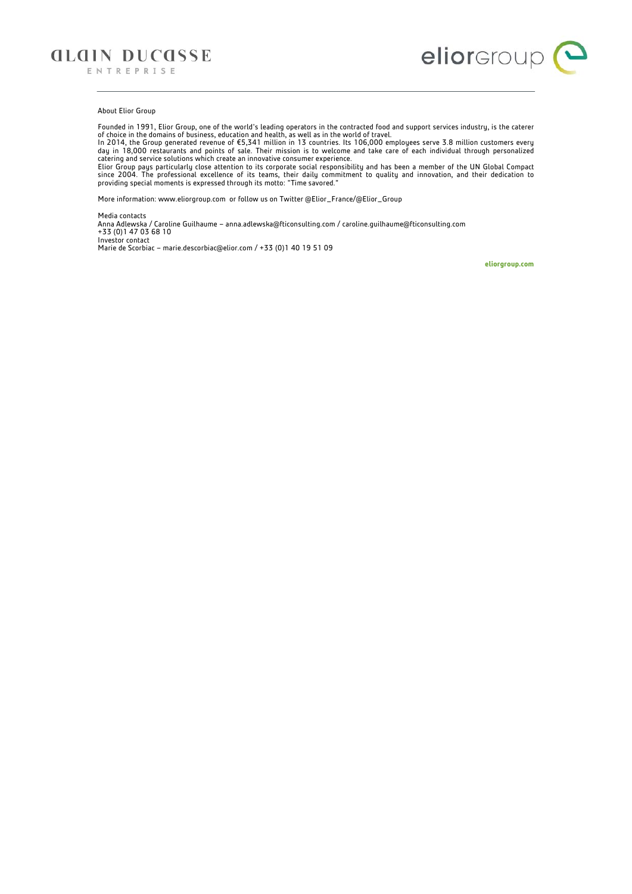About Elior Group

Founded in 1991, Elior Group, one of the world's leading operators in the contracted food and support services industry, is the caterer of choice in the domains of business, education and health, as well as in the world of travel.
In 2014, the Group generated revenue of €5,341 million in 13 countries. Its 106,000 employees serve 3.8 million customers every day in 18,000 restaurants and points of sale. Their mission is to welcome and take care of each individual through personalized catering and service solutions which create an innovative consumer experience.
Elior Group pays particularly close attention to its corporate social responsibility and has been a member of the UN Global Compact since 2004. The professional excellence of its teams, their daily commitment to quality and innovation, and their dedication to providing special moments is expressed through its motto: "Time savored."

More information: www.eliorgroup.com or follow us on Twitter @Elior_France/@Elior_Group

Media contacts
Anna Adlewska / Caroline Guilhaume – anna.adlewska@fticonsulting.com / caroline.guilhaume@fticonsulting.com
+33 (0)1 47 03 68 10
Investor contact
Marie de Scorbiac – marie.descorbiac@elior.com / +33 (0)1 40 19 51 09

**eliorgroup.com**